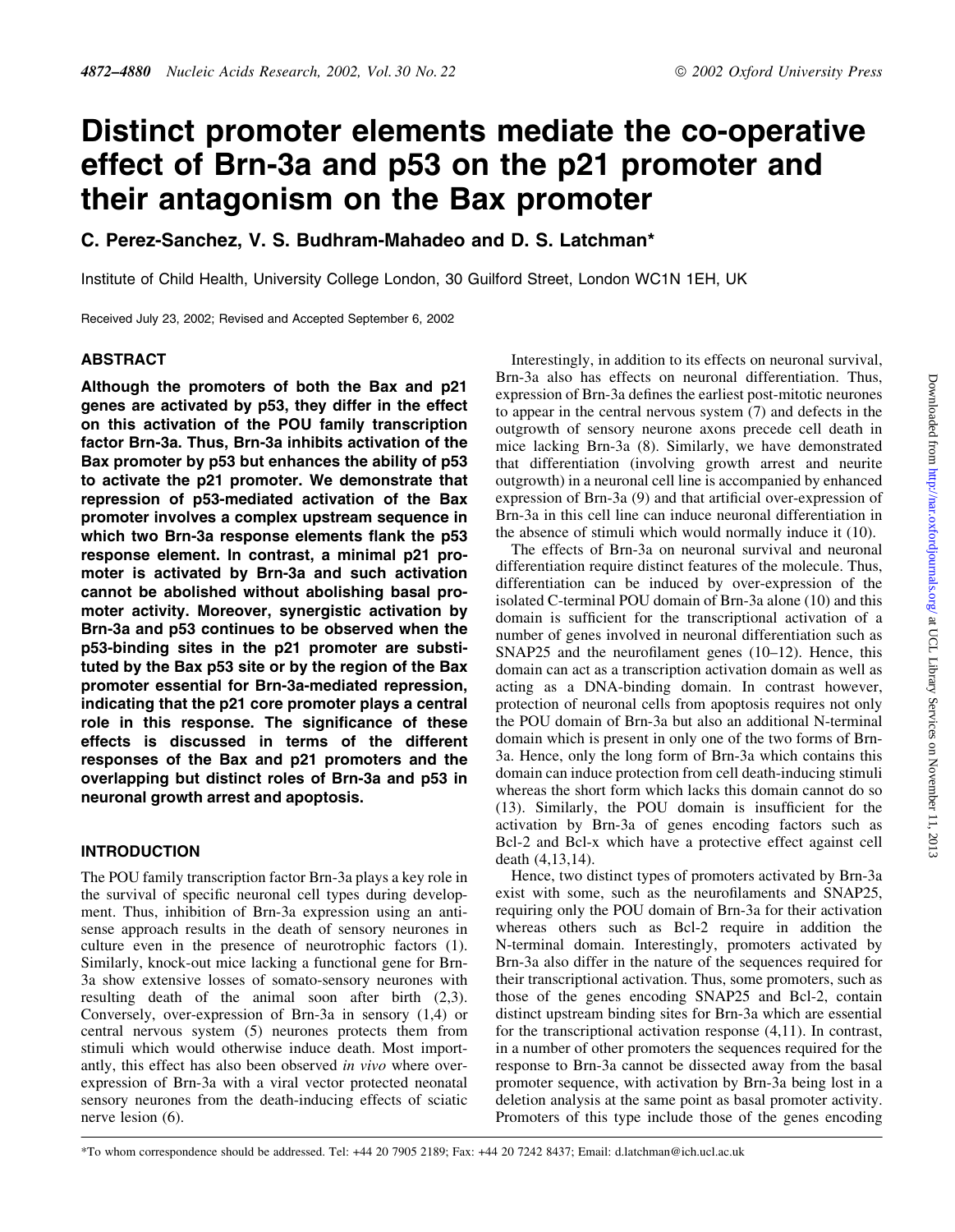# Distinct promoter elements mediate the co-operative effect of Brn-3a and p53 on the p21 promoter and their antagonism on the Bax promoter

**C. Perez-Sanchez, V. S. Budhram-Mahadeo and D. S. Latchman***

Institute of Child Health, University College London, 30 Guilford Street, London WC1N 1EH, UK

Received July 23, 2002; Revised and Accepted September 6, 2002

## ABSTRACT

**Although the promoters of both the Bax and p21 genes are activated by p53, they differ in the effect on this activation of the POU family transcription factor Brn-3a. Thus, Brn-3a inhibits activation of the Bax promoter by p53 but enhances the ability of p53 to activate the p21 promoter. We demonstrate that repression of p53-mediated activation of the Bax promoter involves a complex upstream sequence in which two Brn-3a response elements flank the p53 response element. In contrast, a minimal p21 promoter is activated by Brn-3a and such activation cannot be abolished without abolishing basal promoter activity. Moreover, synergistic activation by Brn-3a and p53 continues to be observed when the p53-binding sites in the p21 promoter are substituted by the Bax p53 site or by the region of the Bax promoter essential for Brn-3a-mediated repression, indicating that the p21 core promoter plays a central role in this response. The significance of these effects is discussed in terms of the different responses of the Bax and p21 promoters and the overlapping but distinct roles of Brn-3a and p53 in neuronal growth arrest and apoptosis.**

## INTRODUCTION

The POU family transcription factor Brn-3a plays a key role in the survival of specific neuronal cell types during development. Thus, inhibition of Brn-3a expression using an antisense approach results in the death of sensory neurones in culture even in the presence of neurotrophic factors (1). Similarly, knock-out mice lacking a functional gene for Brn-3a show extensive losses of somato-sensory neurones with resulting death of the animal soon after birth (2,3). Conversely, over-expression of Brn-3a in sensory (1,4) or central nervous system (5) neurones protects them from stimuli which would otherwise induce death. Most importantly, this effect has also been observed *in vivo* where over-expression of Brn-3a with a viral vector protected neonatal sensory neurones from the death-inducing effects of sciatic nerve lesion (6).

Interestingly, in addition to its effects on neuronal survival, Brn-3a also has effects on neuronal differentiation. Thus, expression of Brn-3a defines the earliest post-mitotic neurones to appear in the central nervous system (7) and defects in the outgrowth of sensory neurone axons precede cell death in mice lacking Brn-3a (8). Similarly, we have demonstrated that differentiation (involving growth arrest and neurite outgrowth) in a neuronal cell line is accompanied by enhanced expression of Brn-3a (9) and that artificial over-expression of Brn-3a in this cell line can induce neuronal differentiation in the absence of stimuli which would normally induce it (10).

The effects of Brn-3a on neuronal survival and neuronal differentiation require distinct features of the molecule. Thus, differentiation can be induced by over-expression of the isolated C-terminal POU domain of Brn-3a alone (10) and this domain is sufficient for the transcriptional activation of a number of genes involved in neuronal differentiation such as SNAP25 and the neurofilament genes (10–12). Hence, this domain can act as a transcription activation domain as well as acting as a DNA-binding domain. In contrast however, protection of neuronal cells from apoptosis requires not only the POU domain of Brn-3a but also an additional N-terminal domain which is present in only one of the two forms of Brn-3a. Hence, only the long form of Brn-3a which contains this domain can induce protection from cell death-inducing stimuli whereas the short form which lacks this domain cannot do so (13). Similarly, the POU domain is insufficient for the activation by Brn-3a of genes encoding factors such as Bcl-2 and Bcl-x which have a protective effect against cell death (4,13,14).

Hence, two distinct types of promoters activated by Brn-3a exist with some, such as the neurofilaments and SNAP25, requiring only the POU domain of Brn-3a for their activation whereas others such as Bcl-2 require in addition the N-terminal domain. Interestingly, promoters activated by Brn-3a also differ in the nature of the sequences required for their transcriptional activation. Thus, some promoters, such as those of the genes encoding SNAP25 and Bcl-2, contain distinct upstream binding sites for Brn-3a which are essential for the transcriptional activation response (4,11). In contrast, in a number of other promoters the sequences required for the response to Brn-3a cannot be dissected away from the basal promoter sequence, with activation by Brn-3a being lost in a deletion analysis at the same point as basal promoter activity. Promoters of this type include those of the genes encoding

*To whom correspondence should be addressed. Tel: +44 20 7905 2189; Fax: +44 20 7242 8437; Email: d.latchman@ich.ucl.ac.uk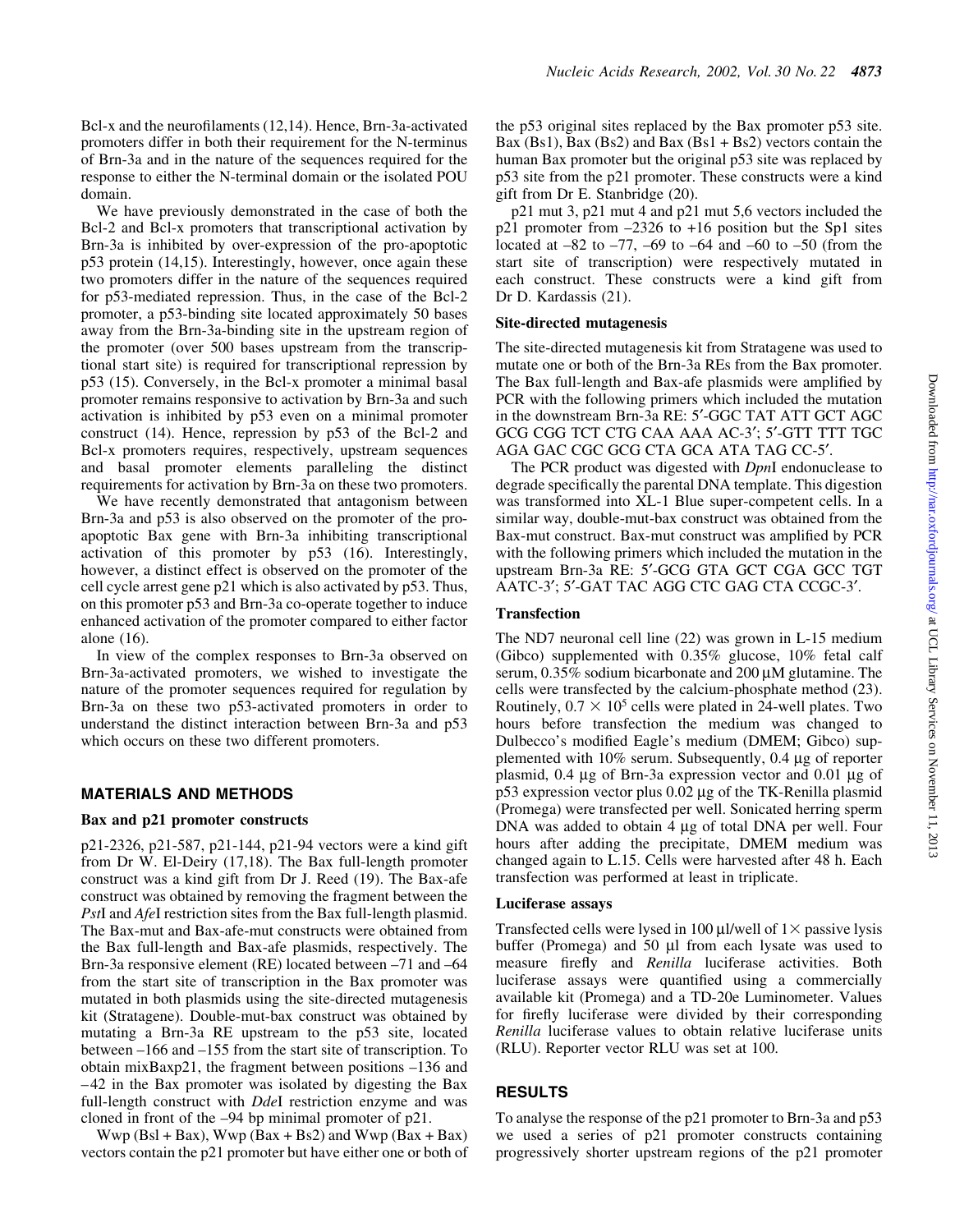Bcl-x and the neurofilaments (12,14). Hence, Brn-3a-activated promoters differ in both their requirement for the N-terminus of Brn-3a and in the nature of the sequences required for the response to either the N-terminal domain or the isolated POU domain.

We have previously demonstrated in the case of both the Bcl-2 and Bcl-x promoters that transcriptional activation by Brn-3a is inhibited by over-expression of the pro-apoptotic p53 protein (14,15). Interestingly, however, once again these two promoters differ in the nature of the sequences required for p53-mediated repression. Thus, in the case of the Bcl-2 promoter, a p53-binding site located approximately 50 bases away from the Brn-3a-binding site in the upstream region of the promoter (over 500 bases upstream from the transcriptional start site) is required for transcriptional repression by p53 (15). Conversely, in the Bcl-x promoter a minimal basal promoter remains responsive to activation by Brn-3a and such activation is inhibited by p53 even on a minimal promoter construct (14). Hence, repression by p53 of the Bcl-2 and Bcl-x promoters requires, respectively, upstream sequences and basal promoter elements paralleling the distinct requirements for activation by Brn-3a on these two promoters.

We have recently demonstrated that antagonism between Brn-3a and p53 is also observed on the promoter of the pro-apoptotic Bax gene with Brn-3a inhibiting transcriptional activation of this promoter by p53 (16). Interestingly, however, a distinct effect is observed on the promoter of the cell cycle arrest gene p21 which is also activated by p53. Thus, on this promoter p53 and Brn-3a co-operate together to induce enhanced activation of the promoter compared to either factor alone (16).

In view of the complex responses to Brn-3a observed on Brn-3a-activated promoters, we wished to investigate the nature of the promoter sequences required for regulation by Brn-3a on these two p53-activated promoters in order to understand the distinct interaction between Brn-3a and p53 which occurs on these two different promoters.

## MATERIALS AND METHODS

### Bax and p21 promoter constructs

p21-2326, p21-587, p21-144, p21-94 vectors were a kind gift from Dr W. El-Deiry (17,18). The Bax full-length promoter construct was a kind gift from Dr J. Reed (19). The Bax-afe construct was obtained by removing the fragment between the *Pst*I and *Afe*I restriction sites from the Bax full-length plasmid. The Bax-mut and Bax-afe-mut constructs were obtained from the Bax full-length and Bax-afe plasmids, respectively. The Brn-3a responsive element (RE) located between –71 and –64 from the start site of transcription in the Bax promoter was mutated in both plasmids using the site-directed mutagenesis kit (Stratagene). Double-mut-bax construct was obtained by mutating a Brn-3a RE upstream to the p53 site, located between –166 and –155 from the start site of transcription. To obtain mixBaxp21, the fragment between positions –136 and –42 in the Bax promoter was isolated by digesting the Bax full-length construct with *Dde*I restriction enzyme and was cloned in front of the –94 bp minimal promoter of p21.

Wwp (Bsl + Bax), Wwp (Bax + Bs2) and Wwp (Bax + Bax) vectors contain the p21 promoter but have either one or both of the p53 original sites replaced by the Bax promoter p53 site. Bax (Bs1), Bax (Bs2) and Bax (Bs1 + Bs2) vectors contain the human Bax promoter but the original p53 site was replaced by p53 site from the p21 promoter. These constructs were a kind gift from Dr E. Stanbridge (20).

p21 mut 3, p21 mut 4 and p21 mut 5,6 vectors included the p21 promoter from –2326 to +16 position but the Sp1 sites located at –82 to –77, –69 to –64 and –60 to –50 (from the start site of transcription) were respectively mutated in each construct. These constructs were a kind gift from Dr D. Kardassis (21).

### Site-directed mutagenesis

The site-directed mutagenesis kit from Stratagene was used to mutate one or both of the Brn-3a REs from the Bax promoter. The Bax full-length and Bax-afe plasmids were amplified by PCR with the following primers which included the mutation in the downstream Brn-3a RE: 5′-GGC TAT ATT GCT AGC GCG CGG TCT CTG CAA AAA AC-3′; 5′-GTT TTT TGC AGA GAC CGC GCG CTA GCA ATA TAG CC-5′.

The PCR product was digested with *Dpn*I endonuclease to degrade specifically the parental DNA template. This digestion was transformed into XL-1 Blue super-competent cells. In a similar way, double-mut-bax construct was obtained from the Bax-mut construct. Bax-mut construct was amplified by PCR with the following primers which included the mutation in the upstream Brn-3a RE: 5′-GCG GTA GCT CGA GCC TGT AATC-3′; 5′-GAT TAC AGG CTC GAG CTA CCGC-3′.

### Transfection

The ND7 neuronal cell line (22) was grown in L-15 medium (Gibco) supplemented with 0.35% glucose, 10% fetal calf serum, 0.35% sodium bicarbonate and 200 μM glutamine. The cells were transfected by the calcium-phosphate method (23). Routinely, $0.7 \times 10^5$ cells were plated in 24-well plates. Two hours before transfection the medium was changed to Dulbecco's modified Eagle's medium (DMEM; Gibco) supplemented with 10% serum. Subsequently, 0.4 μg of reporter plasmid, 0.4 μg of Brn-3a expression vector and 0.01 μg of p53 expression vector plus 0.02 μg of the TK-Renilla plasmid (Promega) were transfected per well. Sonicated herring sperm DNA was added to obtain 4 μg of total DNA per well. Four hours after adding the precipitate, DMEM medium was changed again to L.15. Cells were harvested after 48 h. Each transfection was performed at least in triplicate.

### Luciferase assays

Transfected cells were lysed in 100 μl/well of 1× passive lysis buffer (Promega) and 50 μl from each lysate was used to measure firefly and *Renilla* luciferase activities. Both luciferase assays were quantified using a commercially available kit (Promega) and a TD-20e Luminometer. Values for firefly luciferase were divided by their corresponding *Renilla* luciferase values to obtain relative luciferase units (RLU). Reporter vector RLU was set at 100.

## RESULTS

To analyse the response of the p21 promoter to Brn-3a and p53 we used a series of p21 promoter constructs containing progressively shorter upstream regions of the p21 promoter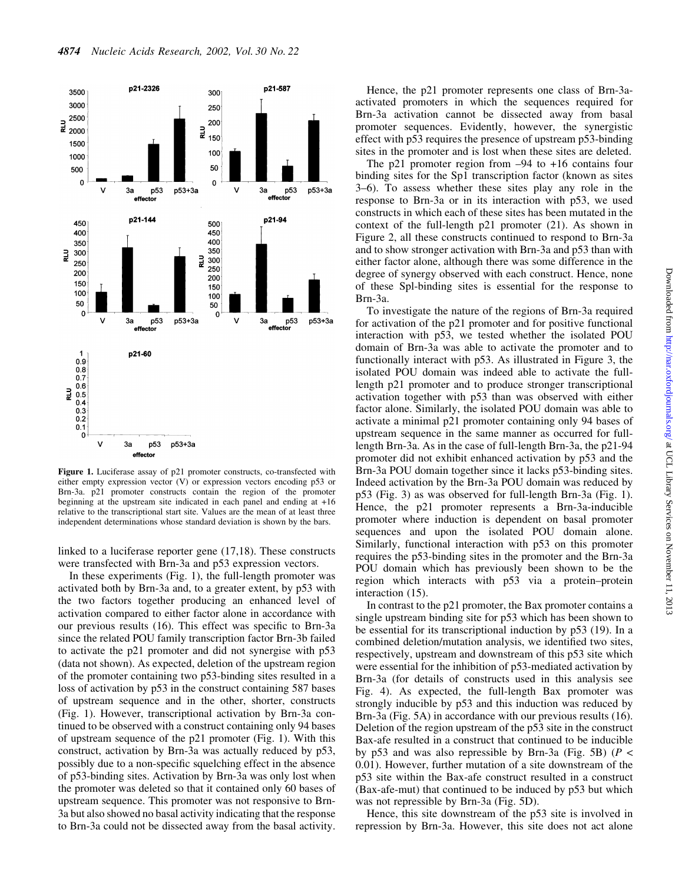Figure 1. Luciferase assay of p21 promoter constructs, co-transfected with either empty expression vector (V) or expression vectors encoding p53 or Brn-3a. p21 promoter constructs contain the region of the promoter beginning at the upstream site indicated in each panel and ending at +16 relative to the transcriptional start site. Values are the mean of at least three independent determinations whose standard deviation is shown by the bars.

linked to a luciferase reporter gene (17,18). These constructs were transfected with Brn-3a and p53 expression vectors.

In these experiments (Fig. 1), the full-length promoter was activated both by Brn-3a and, to a greater extent, by p53 with the two factors together producing an enhanced level of activation compared to either factor alone in accordance with our previous results (16). This effect was specific to Brn-3a since the related POU family transcription factor Brn-3b failed to activate the p21 promoter and did not synergise with p53 (data not shown). As expected, deletion of the upstream region of the promoter containing two p53-binding sites resulted in a loss of activation by p53 in the construct containing 587 bases of upstream sequence and in the other, shorter, constructs (Fig. 1). However, transcriptional activation by Brn-3a continued to be observed with a construct containing only 94 bases of upstream sequence of the p21 promoter (Fig. 1). With this construct, activation by Brn-3a was actually reduced by p53, possibly due to a non-specific squelching effect in the absence of p53-binding sites. Activation by Brn-3a was only lost when the promoter was deleted so that it contained only 60 bases of upstream sequence. This promoter was not responsive to Brn-3a but also showed no basal activity indicating that the response to Brn-3a could not be dissected away from the basal activity.

Hence, the p21 promoter represents one class of Brn-3a-activated promoters in which the sequences required for Brn-3a activation cannot be dissected away from basal promoter sequences. Evidently, however, the synergistic effect with p53 requires the presence of upstream p53-binding sites in the promoter and is lost when these sites are deleted.

The p21 promoter region from –94 to +16 contains four binding sites for the Sp1 transcription factor (known as sites 3–6). To assess whether these sites play any role in the response to Brn-3a or in its interaction with p53, we used constructs in which each of these sites has been mutated in the context of the full-length p21 promoter (21). As shown in Figure 2, all these constructs continued to respond to Brn-3a and to show stronger activation with Brn-3a and p53 than with either factor alone, although there was some difference in the degree of synergy observed with each construct. Hence, none of these Spl-binding sites is essential for the response to Brn-3a.

To investigate the nature of the regions of Brn-3a required for activation of the p21 promoter and for positive functional interaction with p53, we tested whether the isolated POU domain of Brn-3a was able to activate the promoter and to functionally interact with p53. As illustrated in Figure 3, the isolated POU domain was indeed able to activate the full-length p21 promoter and to produce stronger transcriptional activation together with p53 than was observed with either factor alone. Similarly, the isolated POU domain was able to activate a minimal p21 promoter containing only 94 bases of upstream sequence in the same manner as occurred for full-length Brn-3a. As in the case of full-length Brn-3a, the p21-94 promoter did not exhibit enhanced activation by p53 and the Brn-3a POU domain together since it lacks p53-binding sites. Indeed activation by the Brn-3a POU domain was reduced by p53 (Fig. 3) as was observed for full-length Brn-3a (Fig. 1). Hence, the p21 promoter represents a Brn-3a-inducible promoter where induction is dependent on basal promoter sequences and upon the isolated POU domain alone. Similarly, functional interaction with p53 on this promoter requires the p53-binding sites in the promoter and the Brn-3a POU domain which has previously been shown to be the region which interacts with p53 via a protein–protein interaction (15).

In contrast to the p21 promoter, the Bax promoter contains a single upstream binding site for p53 which has been shown to be essential for its transcriptional induction by p53 (19). In a combined deletion/mutation analysis, we identified two sites, respectively, upstream and downstream of this p53 site which were essential for the inhibition of p53-mediated activation by Brn-3a (for details of constructs used in this analysis see Fig. 4). As expected, the full-length Bax promoter was strongly inducible by p53 and this induction was reduced by Brn-3a (Fig. 5A) in accordance with our previous results (16). Deletion of the region upstream of the p53 site in the construct Bax-afe resulted in a construct that continued to be inducible by p53 and was also repressible by Brn-3a (Fig. 5B) ($P < 0.01$). However, further mutation of a site downstream of the p53 site within the Bax-afe construct resulted in a construct (Bax-afe-mut) that continued to be induced by p53 but which was not repressible by Brn-3a (Fig. 5D).

Hence, this site downstream of the p53 site is involved in repression by Brn-3a. However, this site does not act alone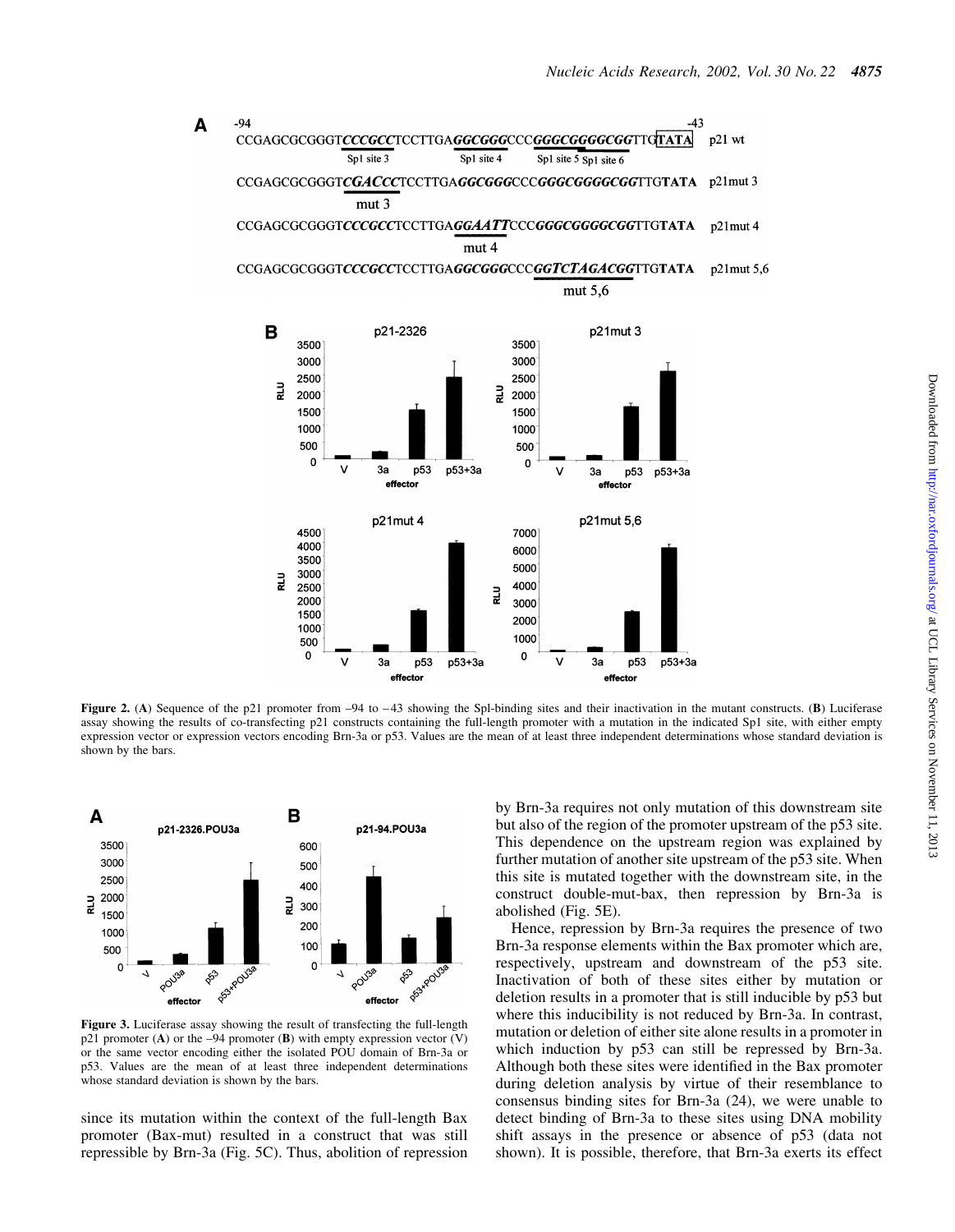**Figure 2.** (**A**) Sequence of the p21 promoter from –94 to –43 showing the Spl-binding sites and their inactivation in the mutant constructs. (**B**) Luciferase assay showing the results of co-transfecting p21 constructs containing the full-length promoter with a mutation in the indicated Sp1 site, with either empty expression vector or expression vectors encoding Brn-3a or p53. Values are the mean of at least three independent determinations whose standard deviation is shown by the bars.

**Figure 3.** Luciferase assay showing the result of transfecting the full-length p21 promoter (**A**) or the –94 promoter (**B**) with empty expression vector (V) or the same vector encoding either the isolated POU domain of Brn-3a or p53. Values are the mean of at least three independent determinations whose standard deviation is shown by the bars.

since its mutation within the context of the full-length Bax promoter (Bax-mut) resulted in a construct that was still repressible by Brn-3a (Fig. 5C). Thus, abolition of repression by Brn-3a requires not only mutation of this downstream site but also of the region of the promoter upstream of the p53 site. This dependence on the upstream region was explained by further mutation of another site upstream of the p53 site. When this site is mutated together with the downstream site, in the construct double-mut-bax, then repression by Brn-3a is abolished (Fig. 5E).

Hence, repression by Brn-3a requires the presence of two Brn-3a response elements within the Bax promoter which are, respectively, upstream and downstream of the p53 site. Inactivation of both of these sites either by mutation or deletion results in a promoter that is still inducible by p53 but where this inducibility is not reduced by Brn-3a. In contrast, mutation or deletion of either site alone results in a promoter in which induction by p53 can still be repressed by Brn-3a. Although both these sites were identified in the Bax promoter during deletion analysis by virtue of their resemblance to consensus binding sites for Brn-3a (24), we were unable to detect binding of Brn-3a to these sites using DNA mobility shift assays in the presence or absence of p53 (data not shown). It is possible, therefore, that Brn-3a exerts its effect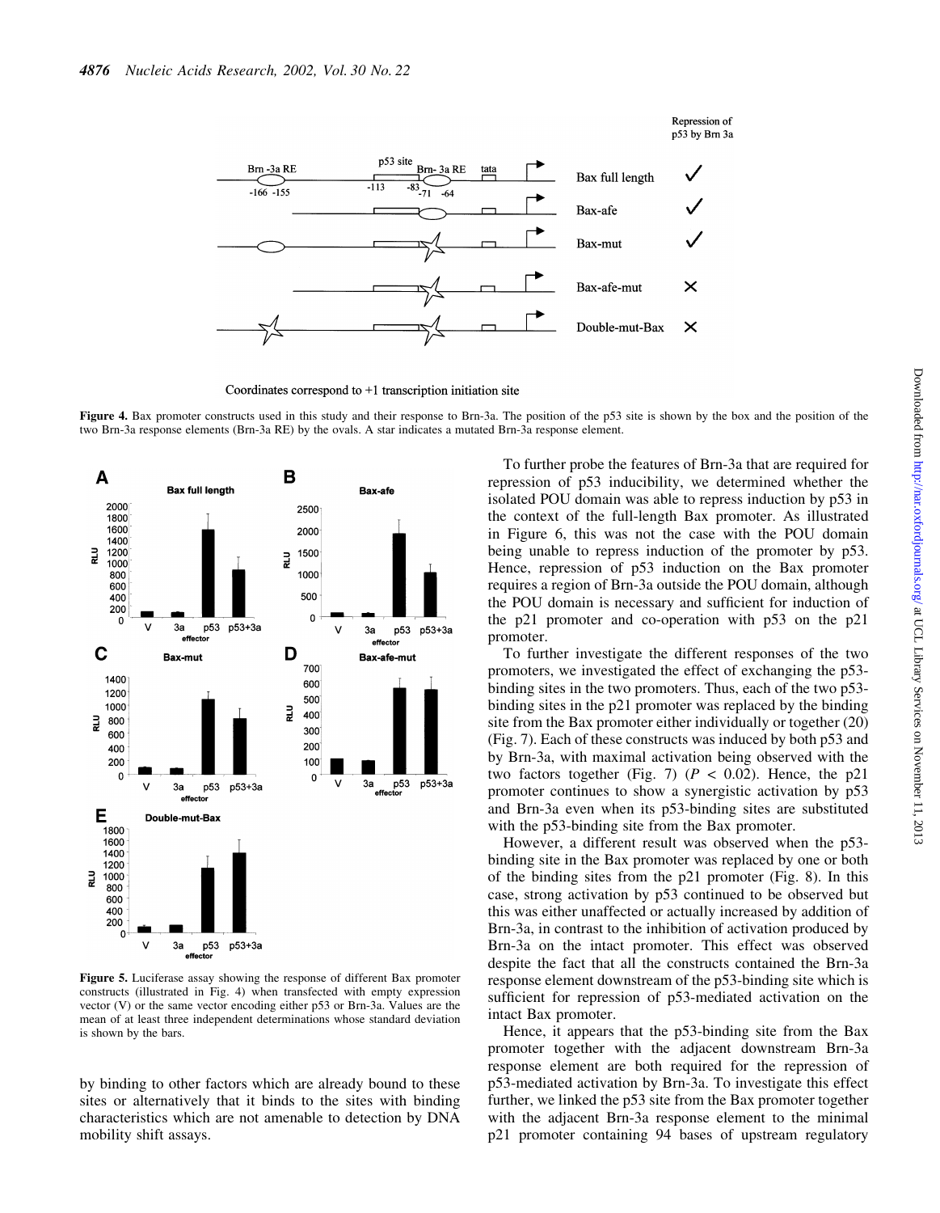**Figure 4.** Bax promoter constructs used in this study and their response to Brn-3a. The position of the p53 site is shown by the box and the position of the two Brn-3a response elements (Brn-3a RE) by the ovals. A star indicates a mutated Brn-3a response element.

**Figure 5.** Luciferase assay showing the response of different Bax promoter constructs (illustrated in Fig. 4) when transfected with empty expression vector (V) or the same vector encoding either p53 or Brn-3a. Values are the mean of at least three independent determinations whose standard deviation is shown by the bars.

by binding to other factors which are already bound to these sites or alternatively that it binds to the sites with binding characteristics which are not amenable to detection by DNA mobility shift assays.

To further probe the features of Brn-3a that are required for repression of p53 inducibility, we determined whether the isolated POU domain was able to repress induction by p53 in the context of the full-length Bax promoter. As illustrated in Figure 6, this was not the case with the POU domain being unable to repress induction of the promoter by p53. Hence, repression of p53 induction on the Bax promoter requires a region of Brn-3a outside the POU domain, although the POU domain is necessary and sufficient for induction of the p21 promoter and co-operation with p53 on the p21 promoter.

To further investigate the different responses of the two promoters, we investigated the effect of exchanging the p53-binding sites in the two promoters. Thus, each of the two p53-binding sites in the p21 promoter was replaced by the binding site from the Bax promoter either individually or together (20) (Fig. 7). Each of these constructs was induced by both p53 and by Brn-3a, with maximal activation being observed with the two factors together (Fig. 7) ($P < 0.02$). Hence, the p21 promoter continues to show a synergistic activation by p53 and Brn-3a even when its p53-binding sites are substituted with the p53-binding site from the Bax promoter.

However, a different result was observed when the p53-binding site in the Bax promoter was replaced by one or both of the binding sites from the p21 promoter (Fig. 8). In this case, strong activation by p53 continued to be observed but this was either unaffected or actually increased by addition of Brn-3a, in contrast to the inhibition of activation produced by Brn-3a on the intact promoter. This effect was observed despite the fact that all the constructs contained the Brn-3a response element downstream of the p53-binding site which is sufficient for repression of p53-mediated activation on the intact Bax promoter.

Hence, it appears that the p53-binding site from the Bax promoter together with the adjacent downstream Brn-3a response element are both required for the repression of p53-mediated activation by Brn-3a. To investigate this effect further, we linked the p53 site from the Bax promoter together with the adjacent Brn-3a response element to the minimal p21 promoter containing 94 bases of upstream regulatory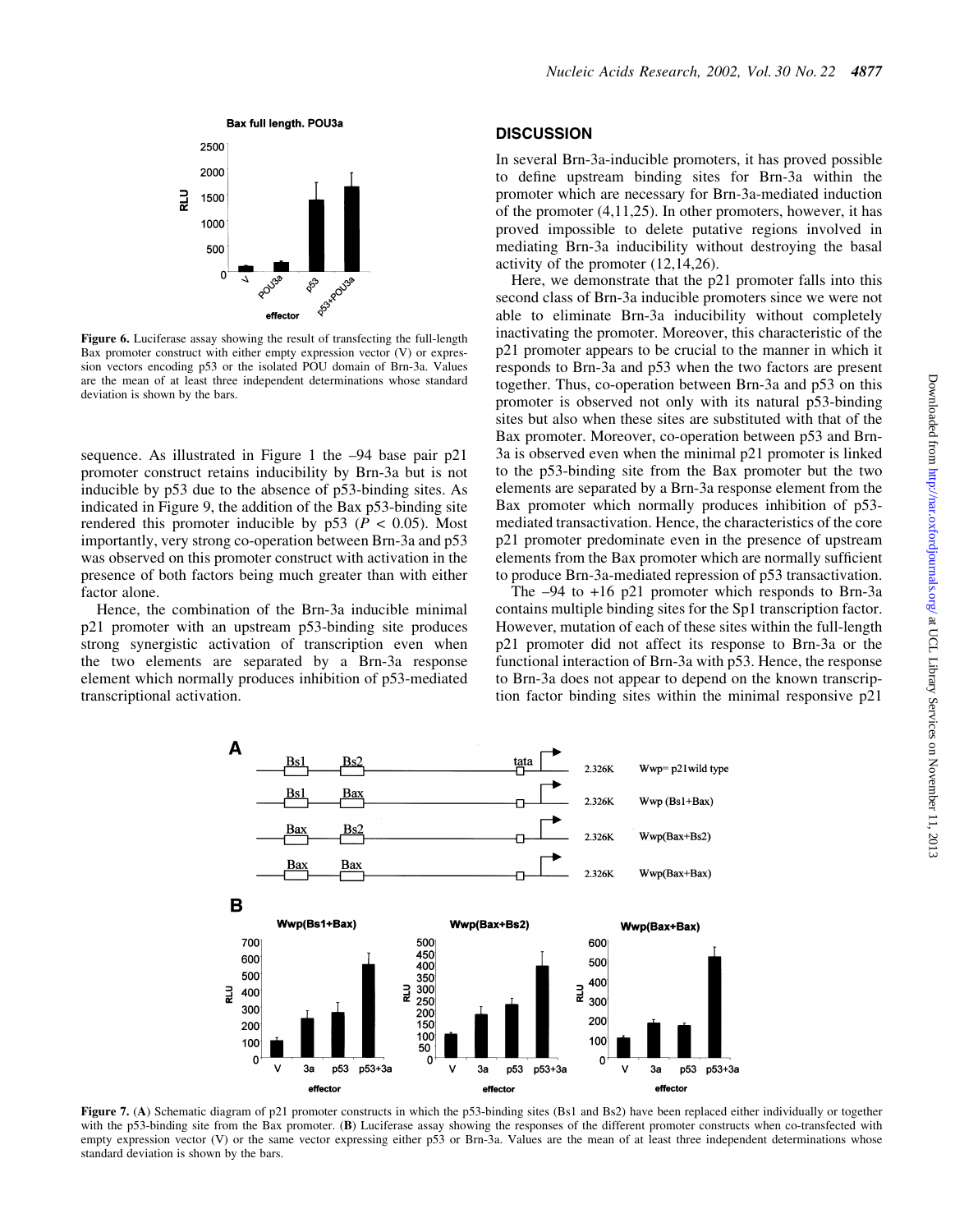Figure 6. Luciferase assay showing the result of transfecting the full-length Bax promoter construct with either empty expression vector (V) or expression vectors encoding p53 or the isolated POU domain of Brn-3a. Values are the mean of at least three independent determinations whose standard deviation is shown by the bars.

sequence. As illustrated in Figure 1 the –94 base pair p21 promoter construct retains inducibility by Brn-3a but is not inducible by p53 due to the absence of p53-binding sites. As indicated in Figure 9, the addition of the Bax p53-binding site rendered this promoter inducible by p53 ($P < 0.05$). Most importantly, very strong co-operation between Brn-3a and p53 was observed on this promoter construct with activation in the presence of both factors being much greater than with either factor alone.

Hence, the combination of the Brn-3a inducible minimal p21 promoter with an upstream p53-binding site produces strong synergistic activation of transcription even when the two elements are separated by a Brn-3a response element which normally produces inhibition of p53-mediated transcriptional activation.

## DISCUSSION

In several Brn-3a-inducible promoters, it has proved possible to define upstream binding sites for Brn-3a within the promoter which are necessary for Brn-3a-mediated induction of the promoter (4,11,25). In other promoters, however, it has proved impossible to delete putative regions involved in mediating Brn-3a inducibility without destroying the basal activity of the promoter (12,14,26).

Here, we demonstrate that the p21 promoter falls into this second class of Brn-3a inducible promoters since we were not able to eliminate Brn-3a inducibility without completely inactivating the promoter. Moreover, this characteristic of the p21 promoter appears to be crucial to the manner in which it responds to Brn-3a and p53 when the two factors are present together. Thus, co-operation between Brn-3a and p53 on this promoter is observed not only with its natural p53-binding sites but also when these sites are substituted with that of the Bax promoter. Moreover, co-operation between p53 and Brn-3a is observed even when the minimal p21 promoter is linked to the p53-binding site from the Bax promoter but the two elements are separated by a Brn-3a response element from the Bax promoter which normally produces inhibition of p53-mediated transactivation. Hence, the characteristics of the core p21 promoter predominate even in the presence of upstream elements from the Bax promoter which are normally sufficient to produce Brn-3a-mediated repression of p53 transactivation.

The –94 to +16 p21 promoter which responds to Brn-3a contains multiple binding sites for the Sp1 transcription factor. However, mutation of each of these sites within the full-length p21 promoter did not affect its response to Brn-3a or the functional interaction of Brn-3a with p53. Hence, the response to Brn-3a does not appear to depend on the known transcription factor binding sites within the minimal responsive p21

Figure 7. (A) Schematic diagram of p21 promoter constructs in which the p53-binding sites (Bs1 and Bs2) have been replaced either individually or together with the p53-binding site from the Bax promoter. (B) Luciferase assay showing the responses of the different promoter constructs when co-transfected with empty expression vector (V) or the same vector expressing either p53 or Brn-3a. Values are the mean of at least three independent determinations whose standard deviation is shown by the bars.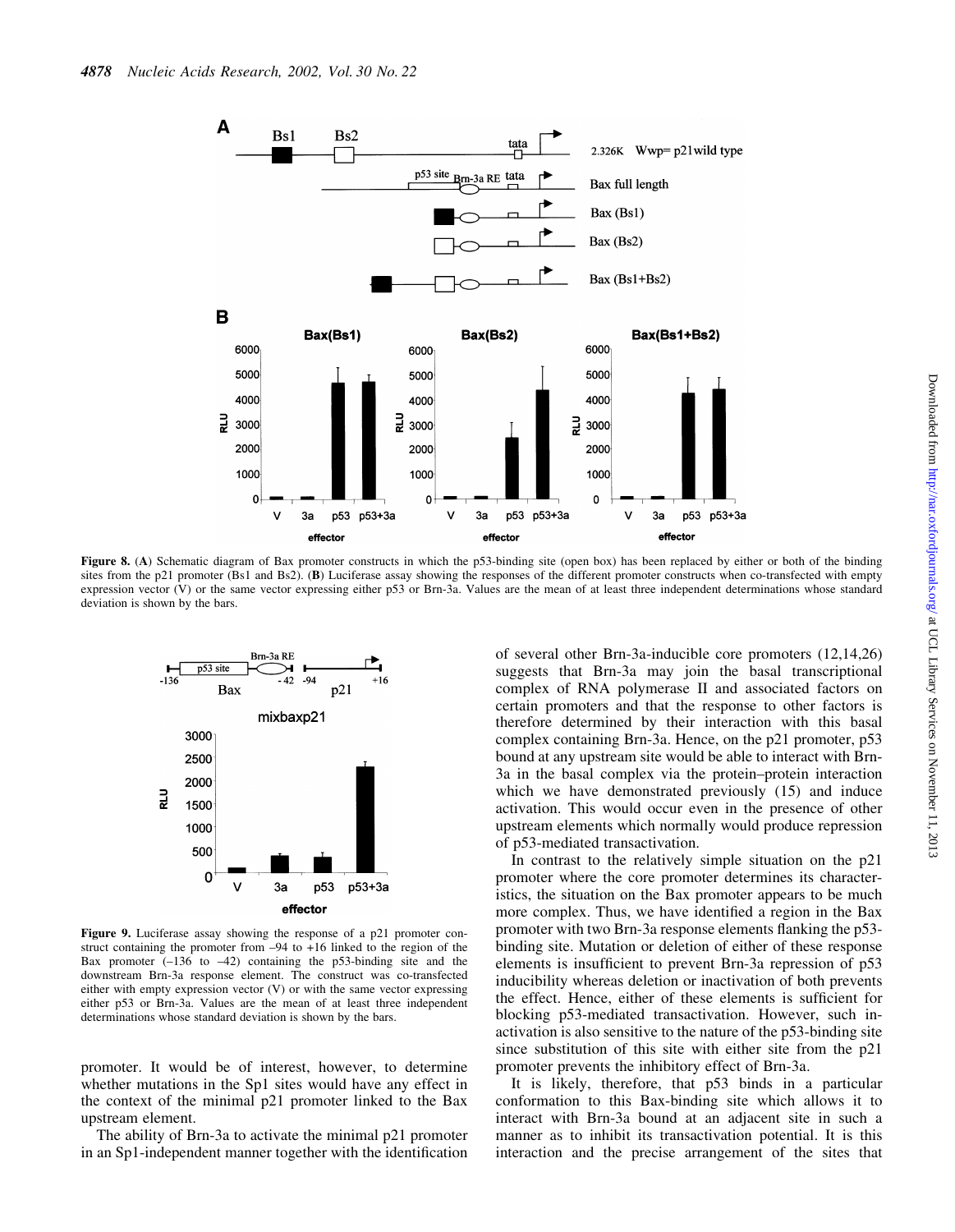**Figure 8.** (**A**) Schematic diagram of Bax promoter constructs in which the p53-binding site (open box) has been replaced by either or both of the binding sites from the p21 promoter (Bs1 and Bs2). (**B**) Luciferase assay showing the responses of the different promoter constructs when co-transfected with empty expression vector (V) or the same vector expressing either p53 or Brn-3a. Values are the mean of at least three independent determinations whose standard deviation is shown by the bars.

**Figure 9.** Luciferase assay showing the response of a p21 promoter construct containing the promoter from –94 to +16 linked to the region of the Bax promoter (–136 to –42) containing the p53-binding site and the downstream Brn-3a response element. The construct was co-transfected either with empty expression vector (V) or with the same vector expressing either p53 or Brn-3a. Values are the mean of at least three independent determinations whose standard deviation is shown by the bars.

promoter. It would be of interest, however, to determine whether mutations in the Sp1 sites would have any effect in the context of the minimal p21 promoter linked to the Bax upstream element.

The ability of Brn-3a to activate the minimal p21 promoter in an Sp1-independent manner together with the identification of several other Brn-3a-inducible core promoters (12,14,26) suggests that Brn-3a may join the basal transcriptional complex of RNA polymerase II and associated factors on certain promoters and that the response to other factors is therefore determined by their interaction with this basal complex containing Brn-3a. Hence, on the p21 promoter, p53 bound at any upstream site would be able to interact with Brn-3a in the basal complex via the protein–protein interaction which we have demonstrated previously (15) and induce activation. This would occur even in the presence of other upstream elements which normally would produce repression of p53-mediated transactivation.

In contrast to the relatively simple situation on the p21 promoter where the core promoter determines its characteristics, the situation on the Bax promoter appears to be much more complex. Thus, we have identified a region in the Bax promoter with two Brn-3a response elements flanking the p53-binding site. Mutation or deletion of either of these response elements is insufficient to prevent Brn-3a repression of p53 inducibility whereas deletion or inactivation of both prevents the effect. Hence, either of these elements is sufficient for blocking p53-mediated transactivation. However, such inactivation is also sensitive to the nature of the p53-binding site since substitution of this site with either site from the p21 promoter prevents the inhibitory effect of Brn-3a.

It is likely, therefore, that p53 binds in a particular conformation to this Bax-binding site which allows it to interact with Brn-3a bound at an adjacent site in such a manner as to inhibit its transactivation potential. It is this interaction and the precise arrangement of the sites that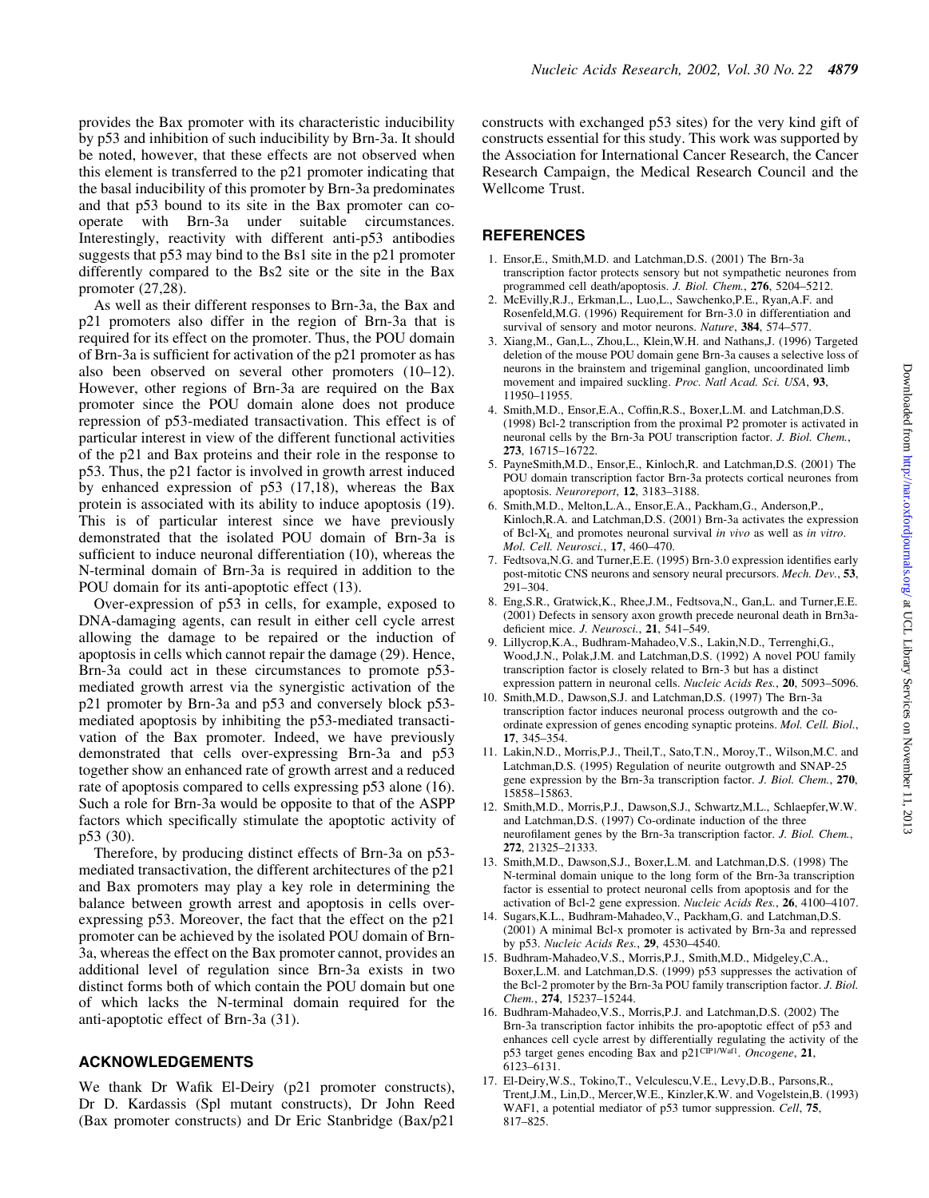provides the Bax promoter with its characteristic inducibility by p53 and inhibition of such inducibility by Brn-3a. It should be noted, however, that these effects are not observed when this element is transferred to the p21 promoter indicating that the basal inducibility of this promoter by Brn-3a predominates and that p53 bound to its site in the Bax promoter can co-operate with Brn-3a under suitable circumstances. Interestingly, reactivity with different anti-p53 antibodies suggests that p53 may bind to the Bs1 site in the p21 promoter differently compared to the Bs2 site or the site in the Bax promoter (27,28).

As well as their different responses to Brn-3a, the Bax and p21 promoters also differ in the region of Brn-3a that is required for its effect on the promoter. Thus, the POU domain of Brn-3a is sufficient for activation of the p21 promoter as has also been observed on several other promoters (10–12). However, other regions of Brn-3a are required on the Bax promoter since the POU domain alone does not produce repression of p53-mediated transactivation. This effect is of particular interest in view of the different functional activities of the p21 and Bax proteins and their role in the response to p53. Thus, the p21 factor is involved in growth arrest induced by enhanced expression of p53 (17,18), whereas the Bax protein is associated with its ability to induce apoptosis (19). This is of particular interest since we have previously demonstrated that the isolated POU domain of Brn-3a is sufficient to induce neuronal differentiation (10), whereas the N-terminal domain of Brn-3a is required in addition to the POU domain for its anti-apoptotic effect (13).

Over-expression of p53 in cells, for example, exposed to DNA-damaging agents, can result in either cell cycle arrest allowing the damage to be repaired or the induction of apoptosis in cells which cannot repair the damage (29). Hence, Brn-3a could act in these circumstances to promote p53-mediated growth arrest via the synergistic activation of the p21 promoter by Brn-3a and p53 and conversely block p53-mediated apoptosis by inhibiting the p53-mediated transactivation of the Bax promoter. Indeed, we have previously demonstrated that cells over-expressing Brn-3a and p53 together show an enhanced rate of growth arrest and a reduced rate of apoptosis compared to cells expressing p53 alone (16). Such a role for Brn-3a would be opposite to that of the ASPP factors which specifically stimulate the apoptotic activity of p53 (30).

Therefore, by producing distinct effects of Brn-3a on p53-mediated transactivation, the different architectures of the p21 and Bax promoters may play a key role in determining the balance between growth arrest and apoptosis in cells over-expressing p53. Moreover, the fact that the effect on the p21 promoter can be achieved by the isolated POU domain of Brn-3a, whereas the effect on the Bax promoter cannot, provides an additional level of regulation since Brn-3a exists in two distinct forms both of which contain the POU domain but one of which lacks the N-terminal domain required for the anti-apoptotic effect of Brn-3a (31).

## ACKNOWLEDGEMENTS

We thank Dr Wafik El-Deiry (p21 promoter constructs), Dr D. Kardassis (Spl mutant constructs), Dr John Reed (Bax promoter constructs) and Dr Eric Stanbridge (Bax/p21 constructs with exchanged p53 sites) for the very kind gift of constructs essential for this study. This work was supported by the Association for International Cancer Research, the Cancer Research Campaign, the Medical Research Council and the Wellcome Trust.

## REFERENCES

1. Ensor,E., Smith,M.D. and Latchman,D.S. (2001) The Brn-3a transcription factor protects sensory but not sympathetic neurones from programmed cell death/apoptosis. *J. Biol. Chem.*, **276**, 5204–5212.
2. McEvilly,R.J., Erkman,L., Luo,L., Sawchenko,P.E., Ryan,A.F. and Rosenfeld,M.G. (1996) Requirement for Brn-3.0 in differentiation and survival of sensory and motor neurons. *Nature*, **384**, 574–577.
3. Xiang,M., Gan,L., Zhou,L., Klein,W.H. and Nathans,J. (1996) Targeted deletion of the mouse POU domain gene Brn-3a causes a selective loss of neurons in the brainstem and trigeminal ganglion, uncoordinated limb movement and impaired suckling. *Proc. Natl Acad. Sci. USA*, **93**, 11950–11955.
4. Smith,M.D., Ensor,E.A., Coffin,R.S., Boxer,L.M. and Latchman,D.S. (1998) Bcl-2 transcription from the proximal P2 promoter is activated in neuronal cells by the Brn-3a POU transcription factor. *J. Biol. Chem.*, **273**, 16715–16722.
5. PayneSmith,M.D., Ensor,E., Kinloch,R. and Latchman,D.S. (2001) The POU domain transcription factor Brn-3a protects cortical neurones from apoptosis. *Neuroreport*, **12**, 3183–3188.
6. Smith,M.D., Melton,L.A., Ensor,E.A., Packham,G., Anderson,P., Kinloch,R.A. and Latchman,D.S. (2001) Brn-3a activates the expression of Bcl-$X_L$ and promotes neuronal survival *in vivo* as well as *in vitro*. *Mol. Cell. Neurosci.*, **17**, 460–470.
7. Fedtsova,N.G. and Turner,E.E. (1995) Brn-3.0 expression identifies early post-mitotic CNS neurons and sensory neural precursors. *Mech. Dev.*, **53**, 291–304.
8. Eng,S.R., Gratwick,K., Rhee,J.M., Fedtsova,N., Gan,L. and Turner,E.E. (2001) Defects in sensory axon growth precede neuronal death in Brn3a-deficient mice. *J. Neurosci.*, **21**, 541–549.
9. Lillycrop,K.A., Budhram-Mahadeo,V.S., Lakin,N.D., Terrenghi,G., Wood,J.N., Polak,J.M. and Latchman,D.S. (1992) A novel POU family transcription factor is closely related to Brn-3 but has a distinct expression pattern in neuronal cells. *Nucleic Acids Res.*, **20**, 5093–5096.
10. Smith,M.D., Dawson,S.J. and Latchman,D.S. (1997) The Brn-3a transcription factor induces neuronal process outgrowth and the co-ordinate expression of genes encoding synaptic proteins. *Mol. Cell. Biol.*, **17**, 345–354.
11. Lakin,N.D., Morris,P.J., Theil,T., Sato,T.N., Moroy,T., Wilson,M.C. and Latchman,D.S. (1995) Regulation of neurite outgrowth and SNAP-25 gene expression by the Brn-3a transcription factor. *J. Biol. Chem.*, **270**, 15858–15863.
12. Smith,M.D., Morris,P.J., Dawson,S.J., Schwartz,M.L., Schlaepfer,W.W. and Latchman,D.S. (1997) Co-ordinate induction of the three neurofilament genes by the Brn-3a transcription factor. *J. Biol. Chem.*, **272**, 21325–21333.
13. Smith,M.D., Dawson,S.J., Boxer,L.M. and Latchman,D.S. (1998) The N-terminal domain unique to the long form of the Brn-3a transcription factor is essential to protect neuronal cells from apoptosis and for the activation of Bcl-2 gene expression. *Nucleic Acids Res.*, **26**, 4100–4107.
14. Sugars,K.L., Budhram-Mahadeo,V., Packham,G. and Latchman,D.S. (2001) A minimal Bcl-x promoter is activated by Brn-3a and repressed by p53. *Nucleic Acids Res.*, **29**, 4530–4540.
15. Budhram-Mahadeo,V.S., Morris,P.J., Smith,M.D., Midgeley,C.A., Boxer,L.M. and Latchman,D.S. (1999) p53 suppresses the activation of the Bcl-2 promoter by the Brn-3a POU family transcription factor. *J. Biol. Chem.*, **274**, 15237–15244.
16. Budhram-Mahadeo,V.S., Morris,P.J. and Latchman,D.S. (2002) The Brn-3a transcription factor inhibits the pro-apoptotic effect of p53 and enhances cell cycle arrest by differentially regulating the activity of the p53 target genes encoding Bax and $p21^{CIP1/Waf1}$. *Oncogene*, **21**, 6123–6131.
17. El-Deiry,W.S., Tokino,T., Velculescu,V.E., Levy,D.B., Parsons,R., Trent,J.M., Lin,D., Mercer,W.E., Kinzler,K.W. and Vogelstein,B. (1993) WAF1, a potential mediator of p53 tumor suppression. *Cell*, **75**, 817–825.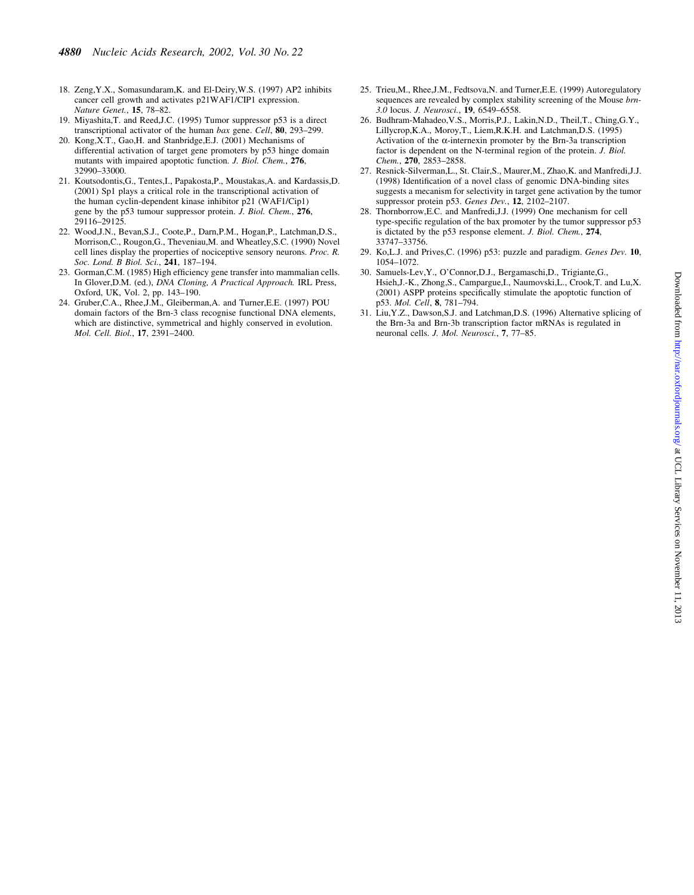18. Zeng,Y.X., Somasundaram,K. and El-Deiry,W.S. (1997) AP2 inhibits cancer cell growth and activates p21WAF1/CIP1 expression. *Nature Genet.*, **15**, 78–82.
19. Miyashita,T. and Reed,J.C. (1995) Tumor suppressor p53 is a direct transcriptional activator of the human *bax* gene. *Cell*, **80**, 293–299.
20. Kong,X.T., Gao,H. and Stanbridge,E.J. (2001) Mechanisms of differential activation of target gene promoters by p53 hinge domain mutants with impaired apoptotic function. *J. Biol. Chem.*, **276**, 32990–33000.
21. Koutsodontis,G., Tentes,I., Papakosta,P., Moustakas,A. and Kardassis,D. (2001) Sp1 plays a critical role in the transcriptional activation of the human cyclin-dependent kinase inhibitor p21 (WAF1/Cip1) gene by the p53 tumour suppressor protein. *J. Biol. Chem.*, **276**, 29116–29125.
22. Wood,J.N., Bevan,S.J., Coote,P., Darn,P.M., Hogan,P., Latchman,D.S., Morrison,C., Rougon,G., Theveniau,M. and Wheatley,S.C. (1990) Novel cell lines display the properties of nociceptive sensory neurons. *Proc. R. Soc. Lond. B Biol. Sci.*, **241**, 187–194.
23. Gorman,C.M. (1985) High efficiency gene transfer into mammalian cells. In Glover,D.M. (ed.), *DNA Cloning, A Practical Approach.* IRL Press, Oxford, UK, Vol. 2, pp. 143–190.
24. Gruber,C.A., Rhee,J.M., Gleiberman,A. and Turner,E.E. (1997) POU domain factors of the Brn-3 class recognise functional DNA elements, which are distinctive, symmetrical and highly conserved in evolution. *Mol. Cell. Biol.*, **17**, 2391–2400.
25. Trieu,M., Rhee,J.M., Fedtsova,N. and Turner,E.E. (1999) Autoregulatory sequences are revealed by complex stability screening of the Mouse *brn-3.0* locus. *J. Neurosci.*, **19**, 6549–6558.
26. Budhram-Mahadeo,V.S., Morris,P.J., Lakin,N.D., Theil,T., Ching,G.Y., Lillycrop,K.A., Moroy,T., Liem,R.K.H. and Latchman,D.S. (1995) Activation of the α-internexin promoter by the Brn-3a transcription factor is dependent on the N-terminal region of the protein. *J. Biol. Chem.*, **270**, 2853–2858.
27. Resnick-Silverman,L., St. Clair,S., Maurer,M., Zhao,K. and Manfredi,J.J. (1998) Identification of a novel class of genomic DNA-binding sites suggests a mecanism for selectivity in target gene activation by the tumor suppressor protein p53. *Genes Dev.*, **12**, 2102–2107.
28. Thornborrow,E.C. and Manfredi,J.J. (1999) One mechanism for cell type-specific regulation of the bax promoter by the tumor suppressor p53 is dictated by the p53 response element. *J. Biol. Chem.*, **274**, 33747–33756.
29. Ko,L.J. and Prives,C. (1996) p53: puzzle and paradigm. *Genes Dev.* **10**, 1054–1072.
30. Samuels-Lev,Y., O'Connor,D.J., Bergamaschi,D., Trigiante,G., Hsieh,J.-K., Zhong,S., Campargue,I., Naumovski,L., Crook,T. and Lu,X. (2001) ASPP proteins specifically stimulate the apoptotic function of p53. *Mol. Cell*, **8**, 781–794.
31. Liu,Y.Z., Dawson,S.J. and Latchman,D.S. (1996) Alternative splicing of the Brn-3a and Brn-3b transcription factor mRNAs is regulated in neuronal cells. *J. Mol. Neurosci.*, **7**, 77–85.